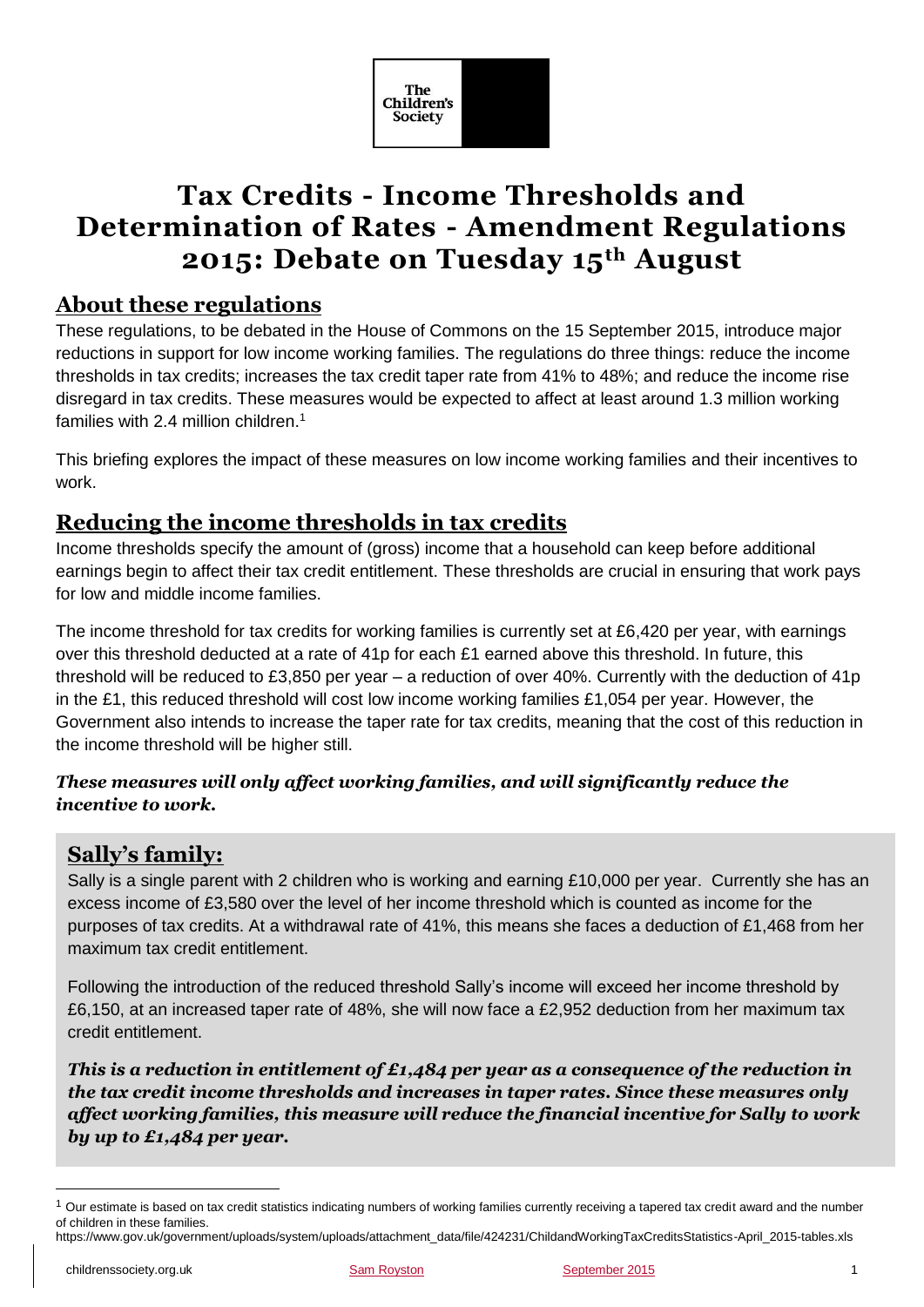The Children's Society

# Tax Credits - Income Thresholds and Determination of Rates - Amendment Regulations 2015: Debate on Tuesday 15th August

## About these regulations

These regulations, to be debated in the House of Commons on the 15 September 2015, introduce major reductions in support for low income working families. The regulations do three things: reduce the income thresholds in tax credits; increases the tax credit taper rate from 41% to 48%; and reduce the income rise disregard in tax credits. These measures would be expected to affect at least around 1.3 million working families with 2.4 million children.[1]

This briefing explores the impact of these measures on low income working families and their incentives to work.

## Reducing the income thresholds in tax credits

Income thresholds specify the amount of (gross) income that a household can keep before additional earnings begin to affect their tax credit entitlement. These thresholds are crucial in ensuring that work pays for low and middle income families.

The income threshold for tax credits for working families is currently set at £6,420 per year, with earnings over this threshold deducted at a rate of 41p for each £1 earned above this threshold. In future, this threshold will be reduced to £3,850 per year – a reduction of over 40%. Currently with the deduction of 41p in the £1, this reduced threshold will cost low income working families £1,054 per year. However, the Government also intends to increase the taper rate for tax credits, meaning that the cost of this reduction in the income threshold will be higher still.

***These measures will only affect working families, and will significantly reduce the incentive to work.***

## Sally's family:

Sally is a single parent with 2 children who is working and earning £10,000 per year. Currently she has an excess income of £3,580 over the level of her income threshold which is counted as income for the purposes of tax credits. At a withdrawal rate of 41%, this means she faces a deduction of £1,468 from her maximum tax credit entitlement.

Following the introduction of the reduced threshold Sally's income will exceed her income threshold by £6,150, at an increased taper rate of 48%, she will now face a £2,952 deduction from her maximum tax credit entitlement.

***This is a reduction in entitlement of £1,484 per year as a consequence of the reduction in the tax credit income thresholds and increases in taper rates. Since these measures only affect working families, this measure will reduce the financial incentive for Sally to work by up to £1,484 per year.***

[1] Our estimate is based on tax credit statistics indicating numbers of working families currently receiving a tapered tax credit award and the number of children in these families. https://www.gov.uk/government/uploads/system/uploads/attachment_data/file/424231/ChildandWorkingTaxCreditsStatistics-April_2015-tables.xls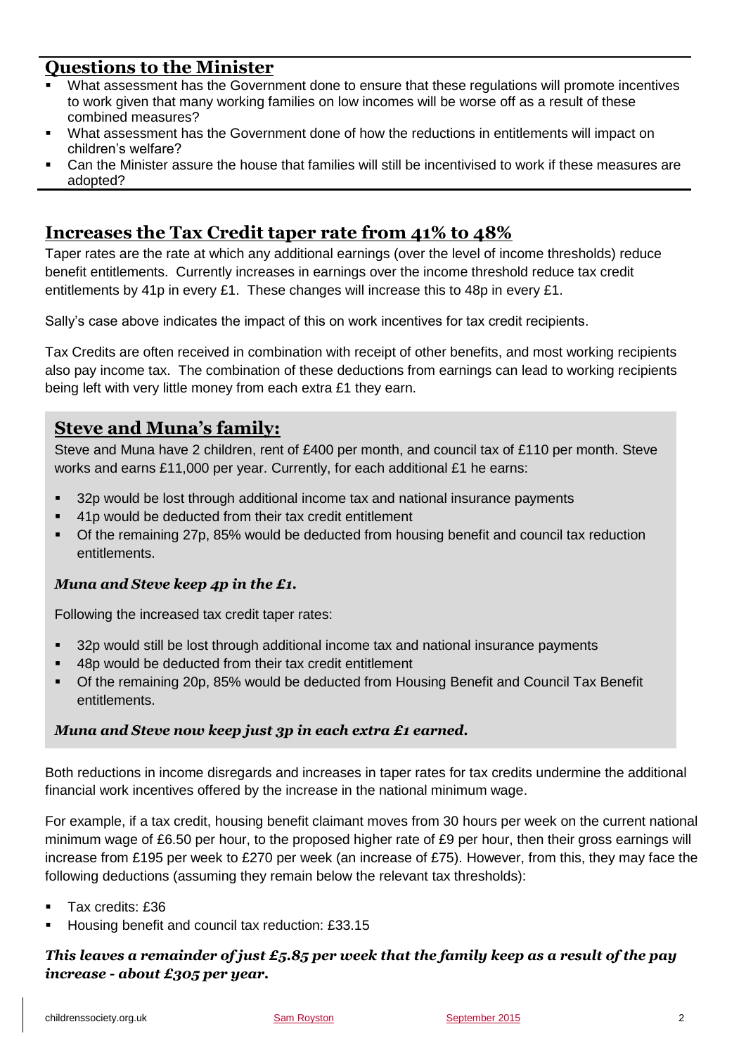## Questions to the Minister

- What assessment has the Government done to ensure that these regulations will promote incentives to work given that many working families on low incomes will be worse off as a result of these combined measures?
- What assessment has the Government done of how the reductions in entitlements will impact on children's welfare?
- Can the Minister assure the house that families will still be incentivised to work if these measures are adopted?

## Increases the Tax Credit taper rate from 41% to 48%

Taper rates are the rate at which any additional earnings (over the level of income thresholds) reduce benefit entitlements. Currently increases in earnings over the income threshold reduce tax credit entitlements by 41p in every £1. These changes will increase this to 48p in every £1.

Sally's case above indicates the impact of this on work incentives for tax credit recipients.

Tax Credits are often received in combination with receipt of other benefits, and most working recipients also pay income tax. The combination of these deductions from earnings can lead to working recipients being left with very little money from each extra £1 they earn.

### Steve and Muna's family:

Steve and Muna have 2 children, rent of £400 per month, and council tax of £110 per month. Steve works and earns £11,000 per year. Currently, for each additional £1 he earns:

- 32p would be lost through additional income tax and national insurance payments
- 41p would be deducted from their tax credit entitlement
- Of the remaining 27p, 85% would be deducted from housing benefit and council tax reduction entitlements.

***Muna and Steve keep 4p in the £1.***

Following the increased tax credit taper rates:

- 32p would still be lost through additional income tax and national insurance payments
- 48p would be deducted from their tax credit entitlement
- Of the remaining 20p, 85% would be deducted from Housing Benefit and Council Tax Benefit entitlements.

***Muna and Steve now keep just 3p in each extra £1 earned.***

Both reductions in income disregards and increases in taper rates for tax credits undermine the additional financial work incentives offered by the increase in the national minimum wage.

For example, if a tax credit, housing benefit claimant moves from 30 hours per week on the current national minimum wage of £6.50 per hour, to the proposed higher rate of £9 per hour, then their gross earnings will increase from £195 per week to £270 per week (an increase of £75). However, from this, they may face the following deductions (assuming they remain below the relevant tax thresholds):

- Tax credits: £36
- Housing benefit and council tax reduction: £33.15

***This leaves a remainder of just £5.85 per week that the family keep as a result of the pay increase - about £305 per year.***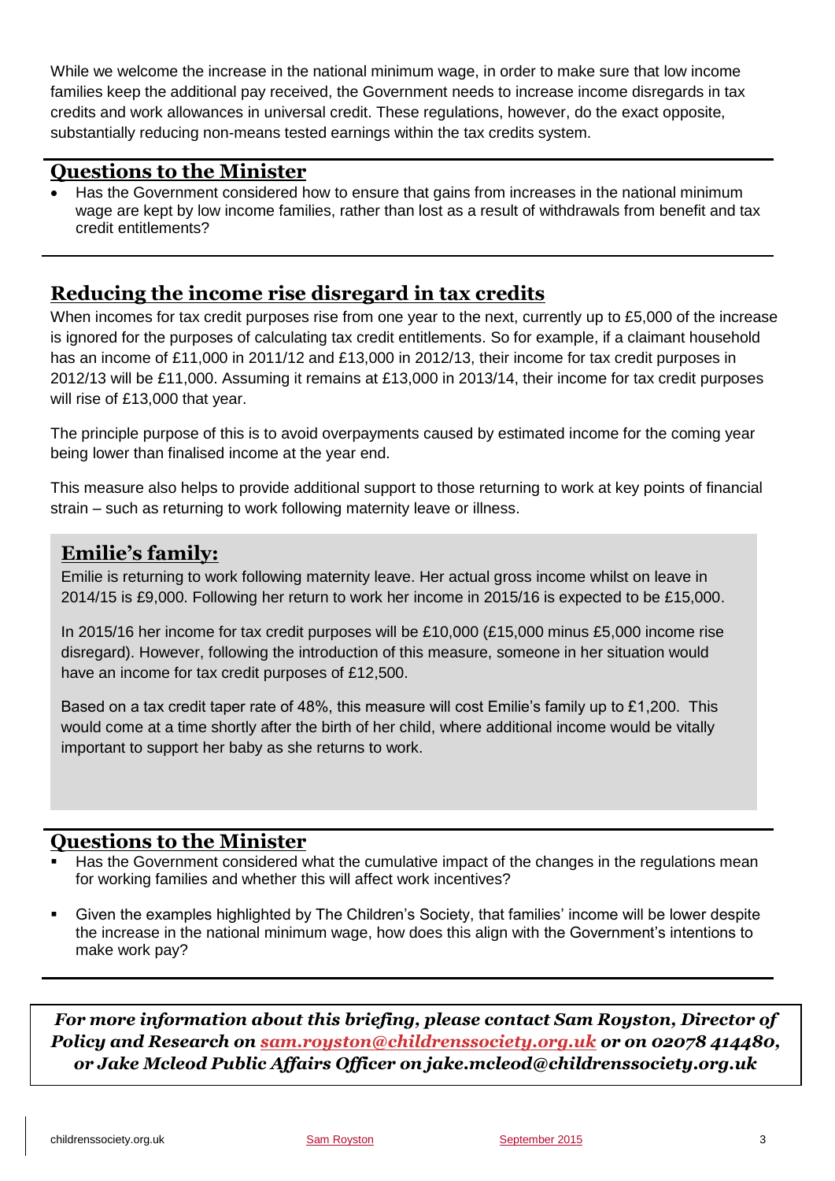While we welcome the increase in the national minimum wage, in order to make sure that low income families keep the additional pay received, the Government needs to increase income disregards in tax credits and work allowances in universal credit. These regulations, however, do the exact opposite, substantially reducing non-means tested earnings within the tax credits system.

## Questions to the Minister

- Has the Government considered how to ensure that gains from increases in the national minimum wage are kept by low income families, rather than lost as a result of withdrawals from benefit and tax credit entitlements?

## Reducing the income rise disregard in tax credits

When incomes for tax credit purposes rise from one year to the next, currently up to £5,000 of the increase is ignored for the purposes of calculating tax credit entitlements. So for example, if a claimant household has an income of £11,000 in 2011/12 and £13,000 in 2012/13, their income for tax credit purposes in 2012/13 will be £11,000. Assuming it remains at £13,000 in 2013/14, their income for tax credit purposes will rise of £13,000 that year.

The principle purpose of this is to avoid overpayments caused by estimated income for the coming year being lower than finalised income at the year end.

This measure also helps to provide additional support to those returning to work at key points of financial strain – such as returning to work following maternity leave or illness.

### Emilie's family:

Emilie is returning to work following maternity leave. Her actual gross income whilst on leave in 2014/15 is £9,000. Following her return to work her income in 2015/16 is expected to be £15,000.

In 2015/16 her income for tax credit purposes will be £10,000 (£15,000 minus £5,000 income rise disregard). However, following the introduction of this measure, someone in her situation would have an income for tax credit purposes of £12,500.

Based on a tax credit taper rate of 48%, this measure will cost Emilie's family up to £1,200. This would come at a time shortly after the birth of her child, where additional income would be vitally important to support her baby as she returns to work.

## Questions to the Minister

- Has the Government considered what the cumulative impact of the changes in the regulations mean for working families and whether this will affect work incentives?
- Given the examples highlighted by The Children's Society, that families' income will be lower despite the increase in the national minimum wage, how does this align with the Government's intentions to make work pay?

***For more information about this briefing, please contact Sam Royston, Director of Policy and Research on sam.royston@childrenssociety.org.uk or on 02078 414480, or Jake Mcleod Public Affairs Officer on jake.mcleod@childrenssociety.org.uk***